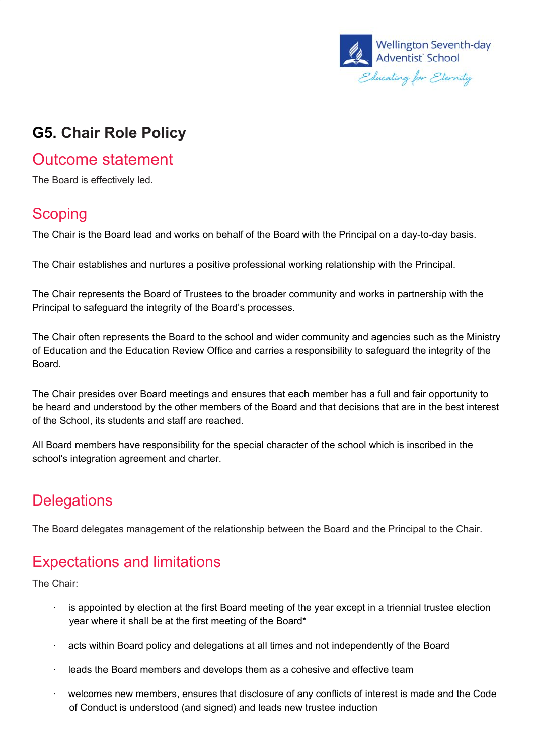# G5. Chair Role Policy

## Outcome statement

The Board is effectively led.

## Scoping

The Chair is the Board lead and works on behalf of the Board with the Principal on a day-to-day basis.

The Chair establishes and nurtures a positive professional working relationship with the Principal.

The Chair represents the Board of Trustees to the broader community and works in partnership with the Principal to safeguard the integrity of the Board's processes.

The Chair often represents the Board to the school and wider community and agencies such as the Ministry of Education and the Education Review Office and carries a responsibility to safeguard the integrity of the Board.

The Chair presides over Board meetings and ensures that each member has a full and fair opportunity to be heard and understood by the other members of the Board and that decisions that are in the best interest of the School, its students and staff are reached.

All Board members have responsibility for the special character of the school which is inscribed in the school's integration agreement and charter.

## Delegations

The Board delegates management of the relationship between the Board and the Principal to the Chair.

## Expectations and limitations

The Chair:

- is appointed by election at the first Board meeting of the year except in a triennial trustee election year where it shall be at the first meeting of the Board*
- acts within Board policy and delegations at all times and not independently of the Board
- leads the Board members and develops them as a cohesive and effective team
- welcomes new members, ensures that disclosure of any conflicts of interest is made and the Code of Conduct is understood (and signed) and leads new trustee induction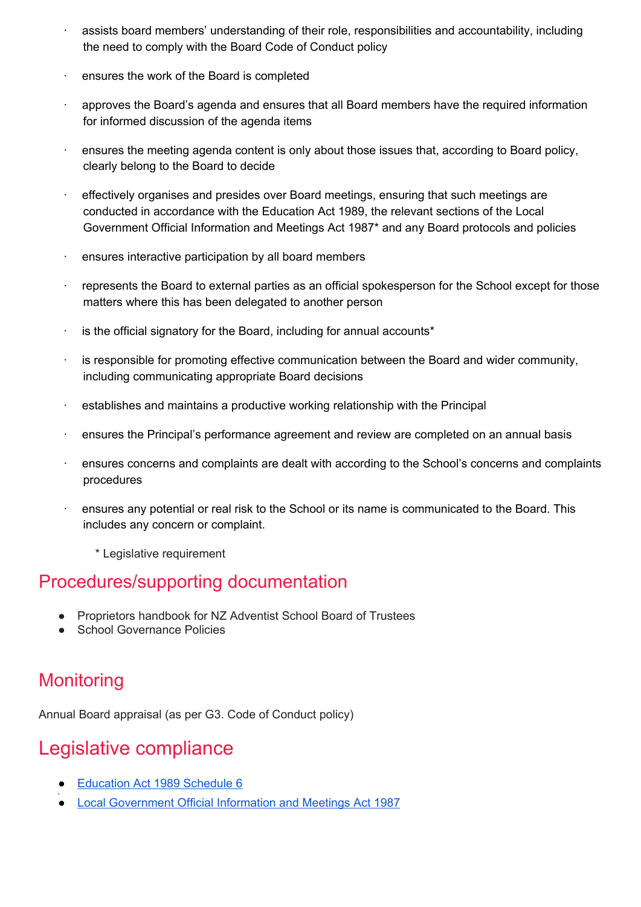- assists board members' understanding of their role, responsibilities and accountability, including the need to comply with the Board Code of Conduct policy
- ensures the work of the Board is completed
- approves the Board's agenda and ensures that all Board members have the required information for informed discussion of the agenda items
- ensures the meeting agenda content is only about those issues that, according to Board policy, clearly belong to the Board to decide
- effectively organises and presides over Board meetings, ensuring that such meetings are conducted in accordance with the Education Act 1989, the relevant sections of the Local Government Official Information and Meetings Act 1987* and any Board protocols and policies
- ensures interactive participation by all board members
- represents the Board to external parties as an official spokesperson for the School except for those matters where this has been delegated to another person
- is the official signatory for the Board, including for annual accounts*
- is responsible for promoting effective communication between the Board and wider community, including communicating appropriate Board decisions
- establishes and maintains a productive working relationship with the Principal
- ensures the Principal's performance agreement and review are completed on an annual basis
- ensures concerns and complaints are dealt with according to the School's concerns and complaints procedures
- ensures any potential or real risk to the School or its name is communicated to the Board. This includes any concern or complaint.

\* Legislative requirement

## Procedures/supporting documentation

- Proprietors handbook for NZ Adventist School Board of Trustees
- School Governance Policies

## Monitoring

Annual Board appraisal (as per G3. Code of Conduct policy)

## Legislative compliance

- Education Act 1989 Schedule 6
- Local Government Official Information and Meetings Act 1987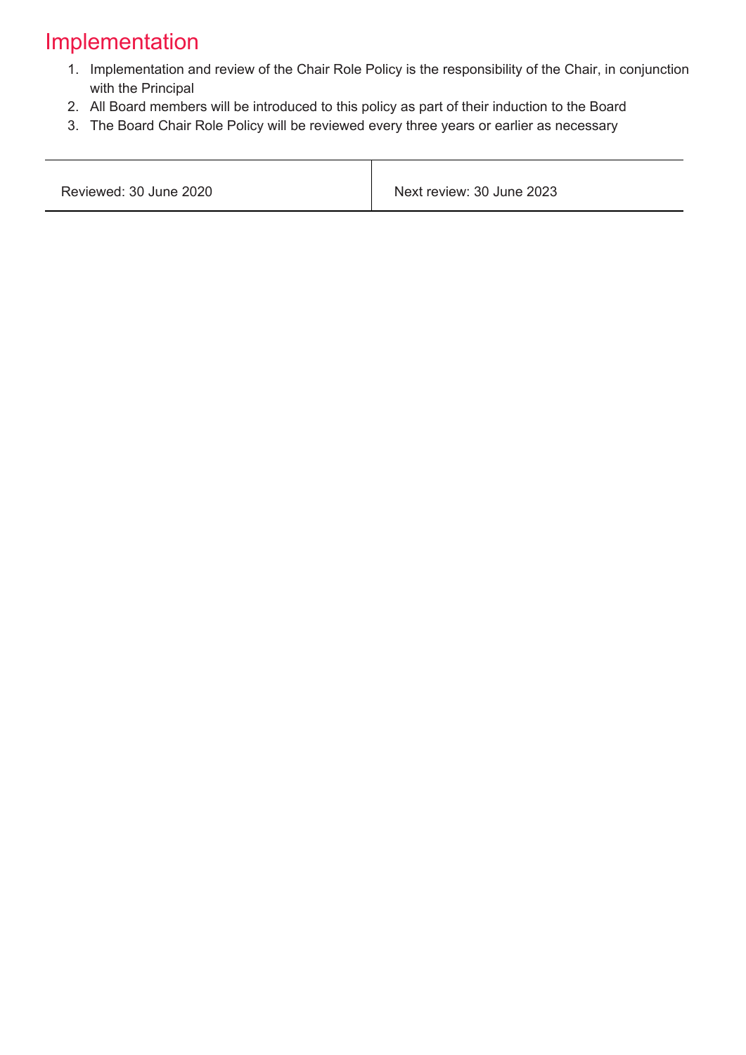## Implementation

1. Implementation and review of the Chair Role Policy is the responsibility of the Chair, in conjunction with the Principal
2. All Board members will be introduced to this policy as part of their induction to the Board
3. The Board Chair Role Policy will be reviewed every three years or earlier as necessary

| | |
|---|---|
| Reviewed: 30 June 2020 | Next review: 30 June 2023 |